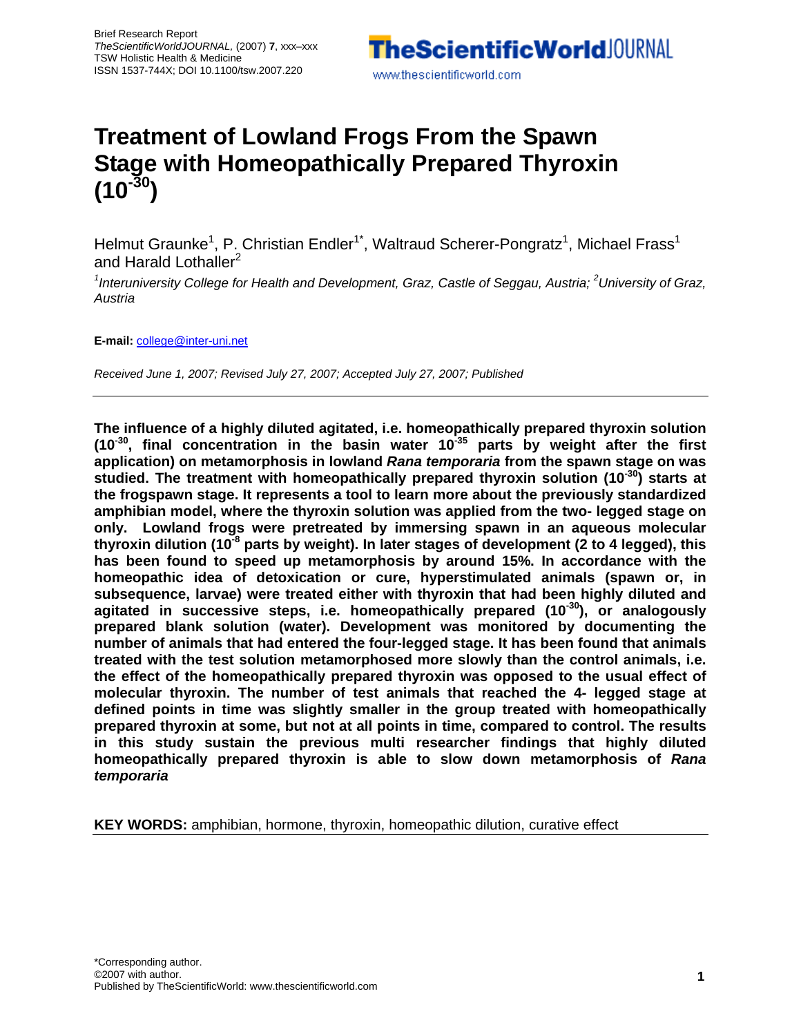Brief Research Report
*TheScientificWorldJOURNAL*, (2007) **7**, xxx–xxx
TSW Holistic Health & Medicine
ISSN 1537-744X; DOI 10.1100/tsw.2007.220

# Treatment of Lowland Frogs From the Spawn Stage with Homeopathically Prepared Thyroxin ($10^{-30}$)

Helmut Graunke[1], P. Christian Endler[1*], Waltraud Scherer-Pongratz[1], Michael Frass[1] and Harald Lothaller[2]

*[1]Interuniversity College for Health and Development, Graz, Castle of Seggau, Austria; [2]University of Graz, Austria*

**E-mail:** college@inter-uni.net

*Received June 1, 2007; Revised July 27, 2007; Accepted July 27, 2007; Published*

---

**The influence of a highly diluted agitated, i.e. homeopathically prepared thyroxin solution ($10^{-30}$, final concentration in the basin water $10^{-35}$ parts by weight after the first application) on metamorphosis in lowland *Rana temporaria* from the spawn stage on was studied. The treatment with homeopathically prepared thyroxin solution ($10^{-30}$) starts at the frogspawn stage. It represents a tool to learn more about the previously standardized amphibian model, where the thyroxin solution was applied from the two- legged stage on only. Lowland frogs were pretreated by immersing spawn in an aqueous molecular thyroxin dilution ($10^{-8}$ parts by weight). In later stages of development (2 to 4 legged), this has been found to speed up metamorphosis by around 15%. In accordance with the homeopathic idea of detoxication or cure, hyperstimulated animals (spawn or, in subsequence, larvae) were treated either with thyroxin that had been highly diluted and agitated in successive steps, i.e. homeopathically prepared ($10^{-30}$), or analogously prepared blank solution (water). Development was monitored by documenting the number of animals that had entered the four-legged stage. It has been found that animals treated with the test solution metamorphosed more slowly than the control animals, i.e. the effect of the homeopathically prepared thyroxin was opposed to the usual effect of molecular thyroxin. The number of test animals that reached the 4- legged stage at defined points in time was slightly smaller in the group treated with homeopathically prepared thyroxin at some, but not at all points in time, compared to control. The results in this study sustain the previous multi researcher findings that highly diluted homeopathically prepared thyroxin is able to slow down metamorphosis of *Rana temporaria***

**KEY WORDS:** amphibian, hormone, thyroxin, homeopathic dilution, curative effect

---

*Corresponding author.
©2007 with author.
Published by TheScientificWorld: www.thescientificworld.com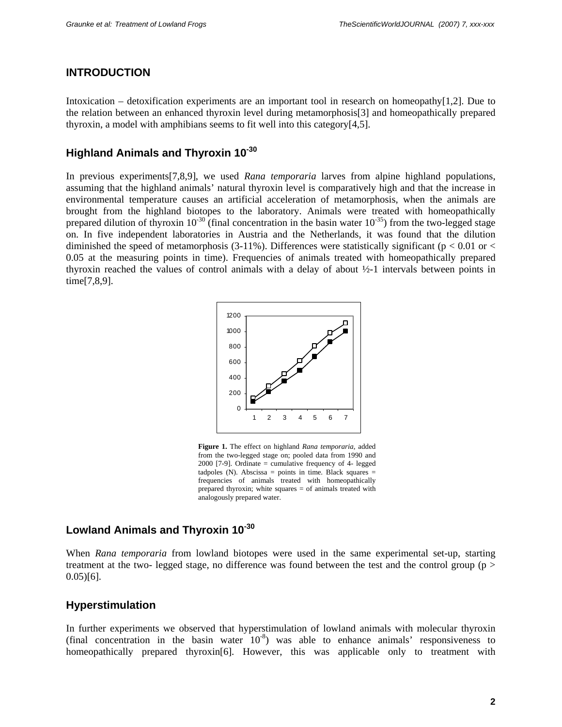## INTRODUCTION

Intoxication – detoxification experiments are an important tool in research on homeopathy[1,2]. Due to the relation between an enhanced thyroxin level during metamorphosis[3] and homeopathically prepared thyroxin, a model with amphibians seems to fit well into this category[4,5].

### Highland Animals and Thyroxin $10^{-30}$

In previous experiments[7,8,9], we used *Rana temporaria* larves from alpine highland populations, assuming that the highland animals' natural thyroxin level is comparatively high and that the increase in environmental temperature causes an artificial acceleration of metamorphosis, when the animals are brought from the highland biotopes to the laboratory. Animals were treated with homeopathically prepared dilution of thyroxin $10^{-30}$ (final concentration in the basin water $10^{-35}$) from the two-legged stage on. In five independent laboratories in Austria and the Netherlands, it was found that the dilution diminished the speed of metamorphosis (3-11%). Differences were statistically significant ($p < 0.01$ or $< 0.05$ at the measuring points in time). Frequencies of animals treated with homeopathically prepared thyroxin reached the values of control animals with a delay of about ½-1 intervals between points in time[7,8,9].

**Figure 1.** The effect on highland *Rana temporaria*, added from the two-legged stage on; pooled data from 1990 and 2000 [7-9]. Ordinate = cumulative frequency of 4- legged tadpoles (N). Abscissa = points in time. Black squares = frequencies of animals treated with homeopathically prepared thyroxin; white squares = of animals treated with analogously prepared water.

### Lowland Animals and Thyroxin $10^{-30}$

When *Rana temporaria* from lowland biotopes were used in the same experimental set-up, starting treatment at the two- legged stage, no difference was found between the test and the control group ($p > 0.05$)[6].

### Hyperstimulation

In further experiments we observed that hyperstimulation of lowland animals with molecular thyroxin (final concentration in the basin water $10^{-8}$) was able to enhance animals' responsiveness to homeopathically prepared thyroxin[6]. However, this was applicable only to treatment with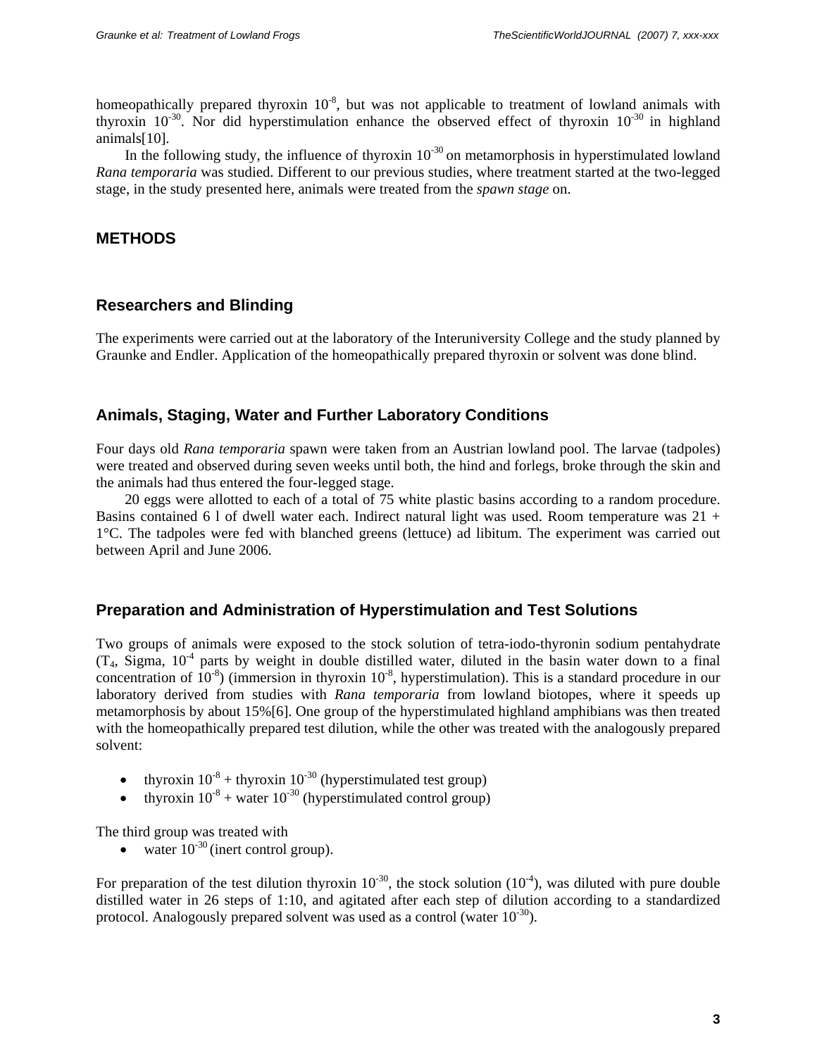homeopathically prepared thyroxin $10^{-8}$, but was not applicable to treatment of lowland animals with thyroxin $10^{-30}$. Nor did hyperstimulation enhance the observed effect of thyroxin $10^{-30}$ in highland animals[10].

In the following study, the influence of thyroxin $10^{-30}$ on metamorphosis in hyperstimulated lowland *Rana temporaria* was studied. Different to our previous studies, where treatment started at the two-legged stage, in the study presented here, animals were treated from the *spawn stage* on.

## METHODS

### Researchers and Blinding

The experiments were carried out at the laboratory of the Interuniversity College and the study planned by Graunke and Endler. Application of the homeopathically prepared thyroxin or solvent was done blind.

### Animals, Staging, Water and Further Laboratory Conditions

Four days old *Rana temporaria* spawn were taken from an Austrian lowland pool. The larvae (tadpoles) were treated and observed during seven weeks until both, the hind and forlegs, broke through the skin and the animals had thus entered the four-legged stage.

20 eggs were allotted to each of a total of 75 white plastic basins according to a random procedure. Basins contained 6 l of dwell water each. Indirect natural light was used. Room temperature was 21 + 1°C. The tadpoles were fed with blanched greens (lettuce) ad libitum. The experiment was carried out between April and June 2006.

### Preparation and Administration of Hyperstimulation and Test Solutions

Two groups of animals were exposed to the stock solution of tetra-iodo-thyronin sodium pentahydrate ($T_4$, Sigma, $10^{-4}$ parts by weight in double distilled water, diluted in the basin water down to a final concentration of $10^{-8}$) (immersion in thyroxin $10^{-8}$, hyperstimulation). This is a standard procedure in our laboratory derived from studies with *Rana temporaria* from lowland biotopes, where it speeds up metamorphosis by about 15%[6]. One group of the hyperstimulated highland amphibians was then treated with the homeopathically prepared test dilution, while the other was treated with the analogously prepared solvent:

- thyroxin $10^{-8}$ + thyroxin $10^{-30}$ (hyperstimulated test group)
- thyroxin $10^{-8}$ + water $10^{-30}$ (hyperstimulated control group)

The third group was treated with

- water $10^{-30}$ (inert control group).

For preparation of the test dilution thyroxin $10^{-30}$, the stock solution ($10^{-4}$), was diluted with pure double distilled water in 26 steps of 1:10, and agitated after each step of dilution according to a standardized protocol. Analogously prepared solvent was used as a control (water $10^{-30}$).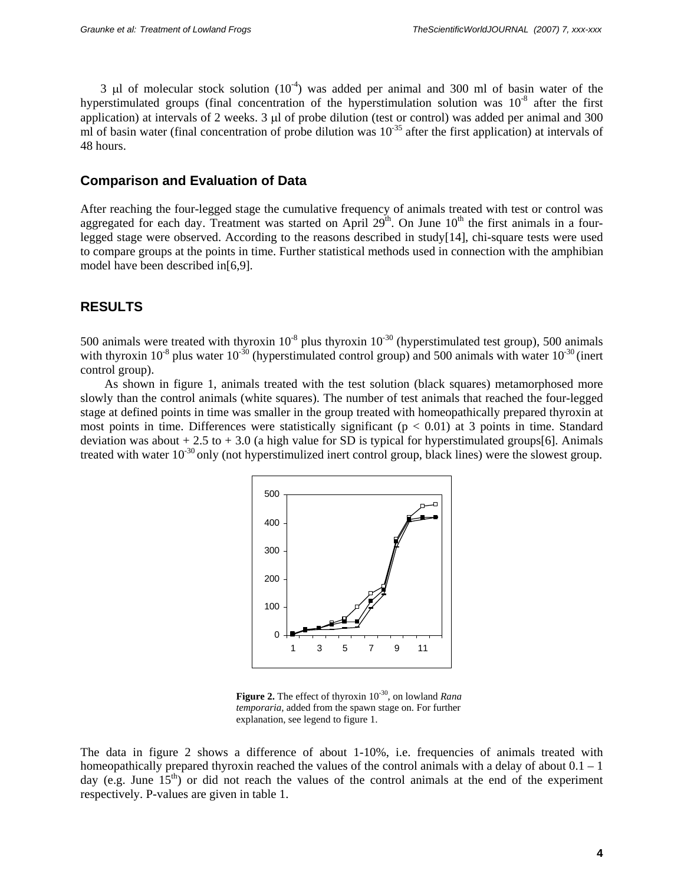3 μl of molecular stock solution ($10^{-4}$) was added per animal and 300 ml of basin water of the hyperstimulated groups (final concentration of the hyperstimulation solution was $10^{-8}$ after the first application) at intervals of 2 weeks. 3 μl of probe dilution (test or control) was added per animal and 300 ml of basin water (final concentration of probe dilution was $10^{-35}$ after the first application) at intervals of 48 hours.

## Comparison and Evaluation of Data

After reaching the four-legged stage the cumulative frequency of animals treated with test or control was aggregated for each day. Treatment was started on April 29th. On June 10th the first animals in a four-legged stage were observed. According to the reasons described in study[14], chi-square tests were used to compare groups at the points in time. Further statistical methods used in connection with the amphibian model have been described in[6,9].

# RESULTS

500 animals were treated with thyroxin $10^{-8}$ plus thyroxin $10^{-30}$ (hyperstimulated test group), 500 animals with thyroxin $10^{-8}$ plus water $10^{-30}$ (hyperstimulated control group) and 500 animals with water $10^{-30}$ (inert control group).

As shown in figure 1, animals treated with the test solution (black squares) metamorphosed more slowly than the control animals (white squares). The number of test animals that reached the four-legged stage at defined points in time was smaller in the group treated with homeopathically prepared thyroxin at most points in time. Differences were statistically significant ($p < 0.01$) at 3 points in time. Standard deviation was about + 2.5 to + 3.0 (a high value for SD is typical for hyperstimulated groups[6]. Animals treated with water $10^{-30}$ only (not hyperstimulized inert control group, black lines) were the slowest group.

**Figure 2.** The effect of thyroxin $10^{-30}$, on lowland *Rana temporaria*, added from the spawn stage on. For further explanation, see legend to figure 1.

The data in figure 2 shows a difference of about 1-10%, i.e. frequencies of animals treated with homeopathically prepared thyroxin reached the values of the control animals with a delay of about 0.1 – 1 day (e.g. June 15th) or did not reach the values of the control animals at the end of the experiment respectively. P-values are given in table 1.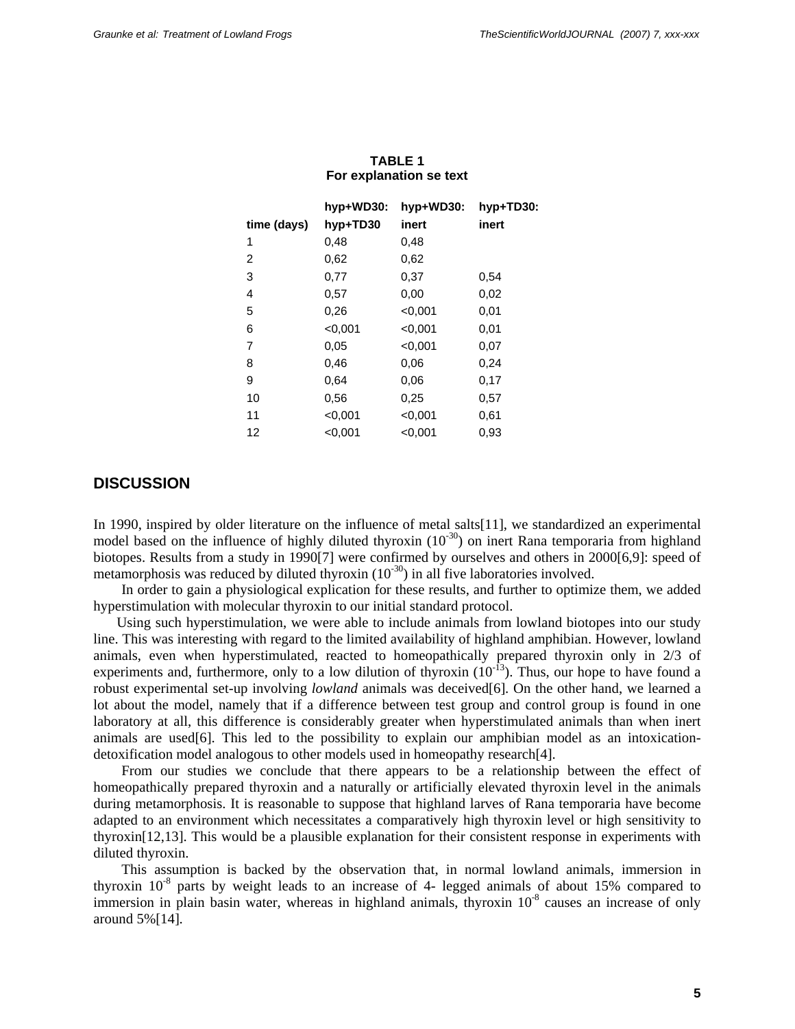**TABLE 1**
**For explanation se text**

| time (days) | hyp+WD30: hyp+TD30 | hyp+WD30: inert | hyp+TD30: inert |
|---|---|---|---|
| 1 | 0,48 | 0,48 | |
| 2 | 0,62 | 0,62 | |
| 3 | 0,77 | 0,37 | 0,54 |
| 4 | 0,57 | 0,00 | 0,02 |
| 5 | 0,26 | <0,001 | 0,01 |
| 6 | <0,001 | <0,001 | 0,01 |
| 7 | 0,05 | <0,001 | 0,07 |
| 8 | 0,46 | 0,06 | 0,24 |
| 9 | 0,64 | 0,06 | 0,17 |
| 10 | 0,56 | 0,25 | 0,57 |
| 11 | <0,001 | <0,001 | 0,61 |
| 12 | <0,001 | <0,001 | 0,93 |

## DISCUSSION

In 1990, inspired by older literature on the influence of metal salts[11], we standardized an experimental model based on the influence of highly diluted thyroxin ($10^{-30}$) on inert Rana temporaria from highland biotopes. Results from a study in 1990[7] were confirmed by ourselves and others in 2000[6,9]: speed of metamorphosis was reduced by diluted thyroxin ($10^{-30}$) in all five laboratories involved.

In order to gain a physiological explication for these results, and further to optimize them, we added hyperstimulation with molecular thyroxin to our initial standard protocol.

Using such hyperstimulation, we were able to include animals from lowland biotopes into our study line. This was interesting with regard to the limited availability of highland amphibian. However, lowland animals, even when hyperstimulated, reacted to homeopathically prepared thyroxin only in 2/3 of experiments and, furthermore, only to a low dilution of thyroxin ($10^{-13}$). Thus, our hope to have found a robust experimental set-up involving *lowland* animals was deceived[6]. On the other hand, we learned a lot about the model, namely that if a difference between test group and control group is found in one laboratory at all, this difference is considerably greater when hyperstimulated animals than when inert animals are used[6]. This led to the possibility to explain our amphibian model as an intoxication-detoxification model analogous to other models used in homeopathy research[4].

From our studies we conclude that there appears to be a relationship between the effect of homeopathically prepared thyroxin and a naturally or artificially elevated thyroxin level in the animals during metamorphosis. It is reasonable to suppose that highland larves of Rana temporaria have become adapted to an environment which necessitates a comparatively high thyroxin level or high sensitivity to thyroxin[12,13]. This would be a plausible explanation for their consistent response in experiments with diluted thyroxin.

This assumption is backed by the observation that, in normal lowland animals, immersion in thyroxin $10^{-8}$ parts by weight leads to an increase of 4- legged animals of about 15% compared to immersion in plain basin water, whereas in highland animals, thyroxin $10^{-8}$ causes an increase of only around 5%[14].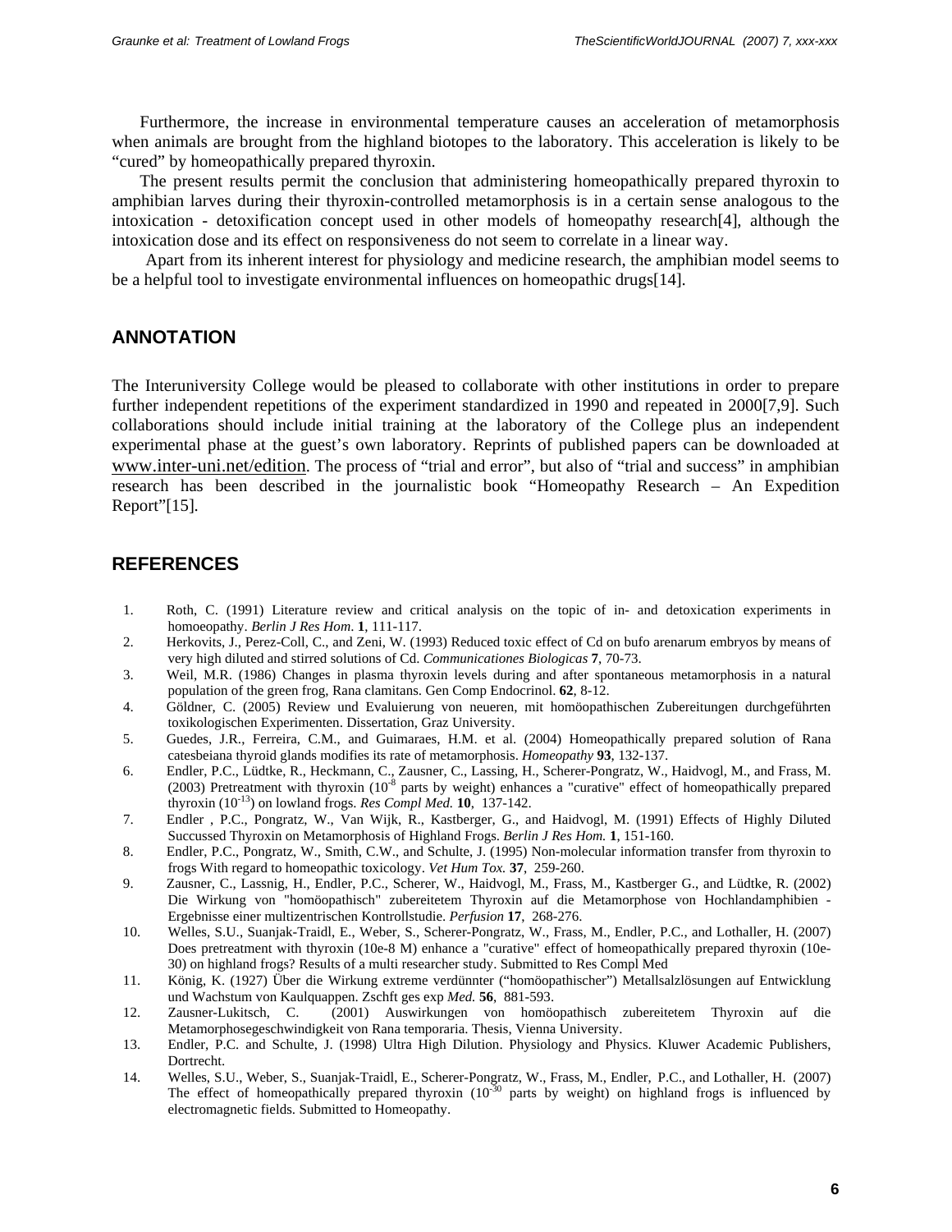Furthermore, the increase in environmental temperature causes an acceleration of metamorphosis when animals are brought from the highland biotopes to the laboratory. This acceleration is likely to be "cured" by homeopathically prepared thyroxin.

The present results permit the conclusion that administering homeopathically prepared thyroxin to amphibian larves during their thyroxin-controlled metamorphosis is in a certain sense analogous to the intoxication - detoxification concept used in other models of homeopathy research[4], although the intoxication dose and its effect on responsiveness do not seem to correlate in a linear way.

Apart from its inherent interest for physiology and medicine research, the amphibian model seems to be a helpful tool to investigate environmental influences on homeopathic drugs[14].

## ANNOTATION

The Interuniversity College would be pleased to collaborate with other institutions in order to prepare further independent repetitions of the experiment standardized in 1990 and repeated in 2000[7,9]. Such collaborations should include initial training at the laboratory of the College plus an independent experimental phase at the guest's own laboratory. Reprints of published papers can be downloaded at www.inter-uni.net/edition. The process of "trial and error", but also of "trial and success" in amphibian research has been described in the journalistic book "Homeopathy Research – An Expedition Report"[15].

## REFERENCES

1. Roth, C. (1991) Literature review and critical analysis on the topic of in- and detoxication experiments in homoeopathy. *Berlin J Res Hom*. **1**, 111-117.
2. Herkovits, J., Perez-Coll, C., and Zeni, W. (1993) Reduced toxic effect of Cd on bufo arenarum embryos by means of very high diluted and stirred solutions of Cd. *Communicationes Biologicas* **7**, 70-73.
3. Weil, M.R. (1986) Changes in plasma thyroxin levels during and after spontaneous metamorphosis in a natural population of the green frog, Rana clamitans. Gen Comp Endocrinol. **62**, 8-12.
4. Göldner, C. (2005) Review und Evaluierung von neueren, mit homöopathischen Zubereitungen durchgeführten toxikologischen Experimenten. Dissertation, Graz University.
5. Guedes, J.R., Ferreira, C.M., and Guimaraes, H.M. et al. (2004) Homeopathically prepared solution of Rana catesbeiana thyroid glands modifies its rate of metamorphosis. *Homeopathy* **93**, 132-137.
6. Endler, P.C., Lüdtke, R., Heckmann, C., Zausner, C., Lassing, H., Scherer-Pongratz, W., Haidvogl, M., and Frass, M. (2003) Pretreatment with thyroxin ($10^{-8}$ parts by weight) enhances a "curative" effect of homeopathically prepared thyroxin ($10^{-13}$) on lowland frogs. *Res Compl Med.* **10**, 137-142.
7. Endler , P.C., Pongratz, W., Van Wijk, R., Kastberger, G., and Haidvogl, M. (1991) Effects of Highly Diluted Succussed Thyroxin on Metamorphosis of Highland Frogs. *Berlin J Res Hom.* **1**, 151-160.
8. Endler, P.C., Pongratz, W., Smith, C.W., and Schulte, J. (1995) Non-molecular information transfer from thyroxin to frogs With regard to homeopathic toxicology. *Vet Hum Tox.* **37**, 259-260.
9. Zausner, C., Lassnig, H., Endler, P.C., Scherer, W., Haidvogl, M., Frass, M., Kastberger G., and Lüdtke, R. (2002) Die Wirkung von "homöopathisch" zubereitetem Thyroxin auf die Metamorphose von Hochlandamphibien - Ergebnisse einer multizentrischen Kontrollstudie. *Perfusion* **17**, 268-276.
10. Welles, S.U., Suanjak-Traidl, E., Weber, S., Scherer-Pongratz, W., Frass, M., Endler, P.C., and Lothaller, H. (2007) Does pretreatment with thyroxin (10e-8 M) enhance a "curative" effect of homeopathically prepared thyroxin (10e-30) on highland frogs? Results of a multi researcher study. Submitted to Res Compl Med
11. König, K. (1927) Über die Wirkung extreme verdünnter ("homöopathischer") Metallsalzlösungen auf Entwicklung und Wachstum von Kaulquappen. Zschft ges exp *Med.* **56**, 881-593.
12. Zausner-Lukitsch, C. (2001) Auswirkungen von homöopathisch zubereitetem Thyroxin auf die Metamorphosegeschwindigkeit von Rana temporaria. Thesis, Vienna University.
13. Endler, P.C. and Schulte, J. (1998) Ultra High Dilution. Physiology and Physics. Kluwer Academic Publishers, Dortrecht.
14. Welles, S.U., Weber, S., Suanjak-Traidl, E., Scherer-Pongratz, W., Frass, M., Endler, P.C., and Lothaller, H. (2007) The effect of homeopathically prepared thyroxin ($10^{-30}$ parts by weight) on highland frogs is influenced by electromagnetic fields. Submitted to Homeopathy.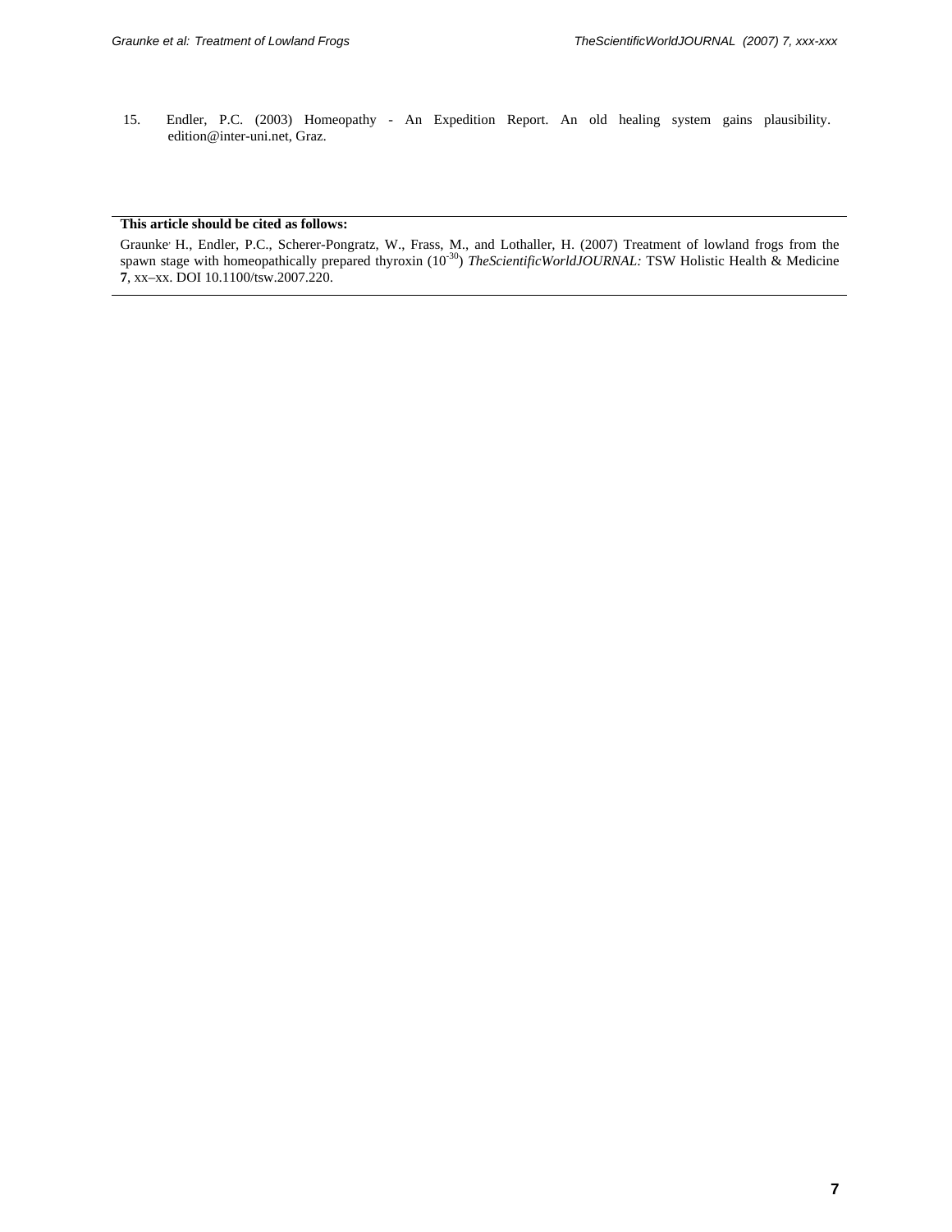15. Endler, P.C. (2003) Homeopathy - An Expedition Report. An old healing system gains plausibility. edition@inter-uni.net, Graz.

---

**This article should be cited as follows:**

Graunke, H., Endler, P.C., Scherer-Pongratz, W., Frass, M., and Lothaller, H. (2007) Treatment of lowland frogs from the spawn stage with homeopathically prepared thyroxin ($10^{-30}$) *TheScientificWorldJOURNAL:* TSW Holistic Health & Medicine **7**, xx–xx. DOI 10.1100/tsw.2007.220.

---